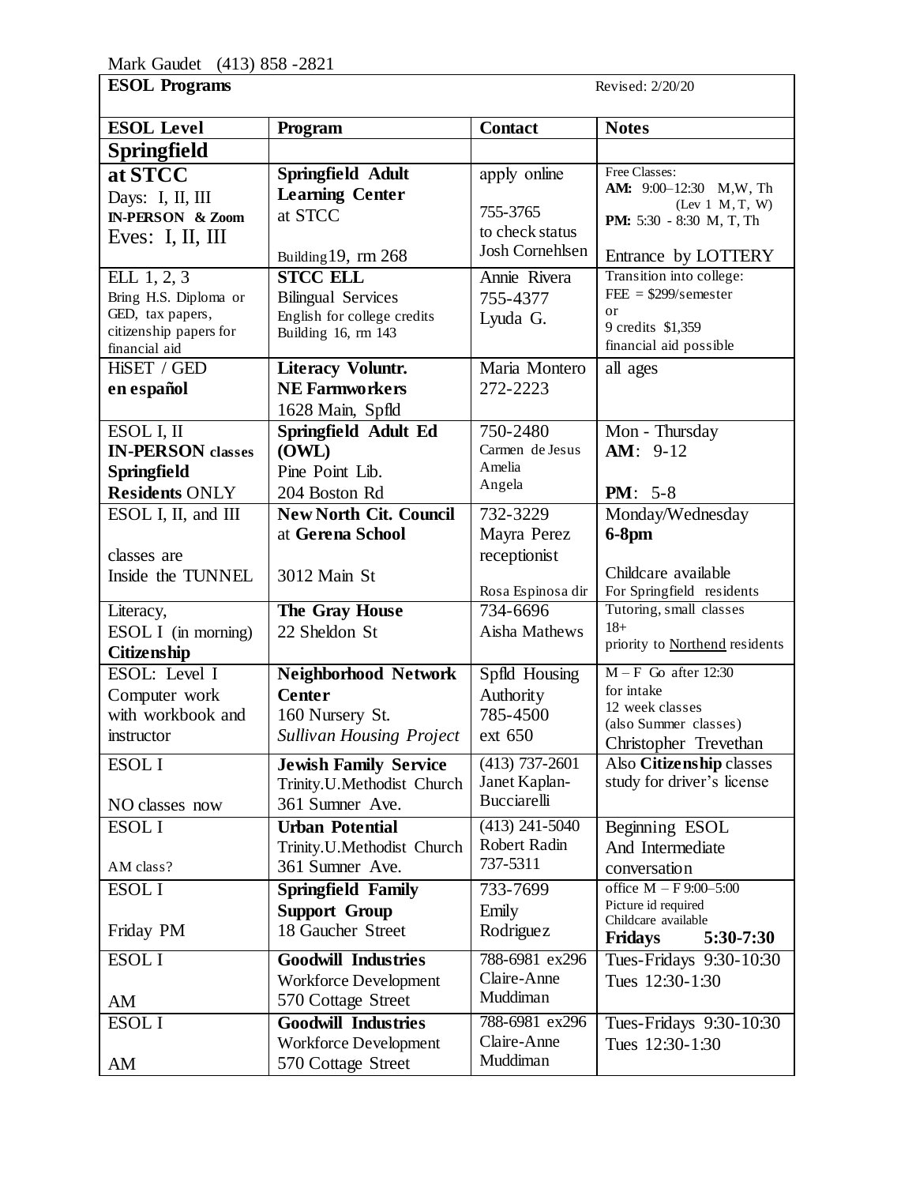Mark Gaudet (413) 858 -2821

| **ESOL Programs** | | | Revised: 2/20/20 |
|---|---|---|---|
| **ESOL Level** | **Program** | **Contact** | **Notes** |
| **Springfield** | | | |
| **at STCC** Days: I, II, III **IN-PERSON & Zoom** Eves: I, II, III | **Springfield Adult Learning Center** at STCC Building 19, rm 268 | apply online 755-3765 to check status Josh Cornehlsen | Free Classes: **AM:** 9:00–12:30 M,W, Th (Lev 1 M, T, W) **PM:** 5:30 - 8:30 M, T, Th Entrance by LOTTERY |
| ELL 1, 2, 3 Bring H.S. Diploma or GED, tax papers, citizenship papers for financial aid | **STCC ELL** Bilingual Services English for college credits Building 16, rm 143 | Annie Rivera 755-4377 Lyuda G. | Transition into college: FEE = $299/semester or 9 credits $1,359 financial aid possible |
| HiSET / GED **en español** | **Literacy Voluntr. NE Farmworkers** 1628 Main, Spfld | Maria Montero 272-2223 | all ages |
| ESOL I, II **IN-PERSON classes Springfield Residents** ONLY | **Springfield Adult Ed (OWL)** Pine Point Lib. 204 Boston Rd | 750-2480 Carmen de Jesus Amelia Angela | Mon - Thursday **AM**: 9-12 **PM**: 5-8 |
| ESOL I, II, and III classes are Inside the TUNNEL | **New North Cit. Council** at **Gerena School** 3012 Main St | 732-3229 Mayra Perez receptionist Rosa Espinosa dir | Monday/Wednesday **6-8pm** Childcare available For Springfield residents |
| Literacy, ESOL I (in morning) **Citizenship** | **The Gray House** 22 Sheldon St | 734-6696 Aisha Mathews | Tutoring, small classes 18+ priority to Northend residents |
| ESOL: Level I Computer work with workbook and instructor | **Neighborhood Network Center** 160 Nursery St. *Sullivan Housing Project* | Spfld Housing Authority 785-4500 ext 650 | M – F Go after 12:30 for intake 12 week classes (also Summer classes) Christopher Trevethan |
| ESOL I NO classes now | **Jewish Family Service** Trinity.U.Methodist Church 361 Sumner Ave. | (413) 737-2601 Janet Kaplan-Bucciarelli | Also **Citizenship** classes study for driver's license |
| ESOL I AM class? | **Urban Potential** Trinity.U.Methodist Church 361 Sumner Ave. | (413) 241-5040 Robert Radin 737-5311 | Beginning ESOL And Intermediate conversation |
| ESOL I Friday PM | **Springfield Family Support Group** 18 Gaucher Street | 733-7699 Emily Rodriguez | office M – F 9:00–5:00 Picture id required Childcare available **Fridays 5:30-7:30** |
| ESOL I AM | **Goodwill Industries** Workforce Development 570 Cottage Street | 788-6981 ex296 Claire-Anne Muddiman | Tues-Fridays 9:30-10:30 Tues 12:30-1:30 |
| ESOL I AM | **Goodwill Industries** Workforce Development 570 Cottage Street | 788-6981 ex296 Claire-Anne Muddiman | Tues-Fridays 9:30-10:30 Tues 12:30-1:30 |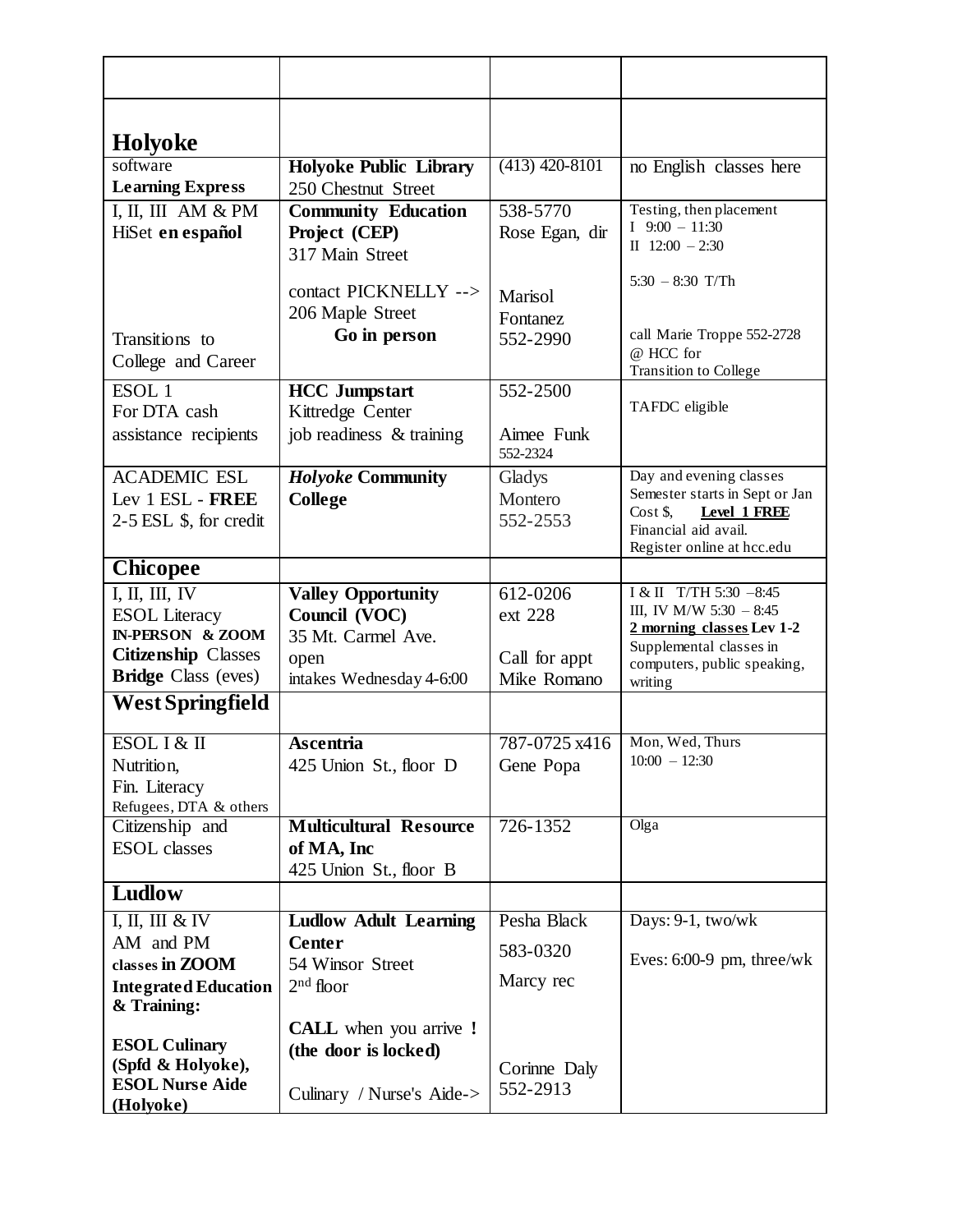| | | | |
|---|---|---|---|
| **Holyoke** | | | |
| software<br>**Learning Express** | **Holyoke Public Library**<br>250 Chestnut Street | (413) 420-8101 | no English classes here |
| I, II, III AM & PM<br>HiSet **en español**<br><br><br><br>Transitions to College and Career | **Community Education Project (CEP)**<br>317 Main Street<br><br>contact PICKNELLY --><br>206 Maple Street<br>**Go in person** | 538-5770<br>Rose Egan, dir<br><br>Marisol Fontanez<br>552-2990 | Testing, then placement<br>I 9:00 – 11:30<br>II 12:00 – 2:30<br><br>5:30 – 8:30 T/Th<br><br>call Marie Troppe 552-2728 @ HCC for Transition to College |
| ESOL 1<br>For DTA cash assistance recipients | **HCC Jumpstart**<br>Kittredge Center<br>job readiness & training | 552-2500<br><br>Aimee Funk<br>552-2324 | TAFDC eligible |
| ACADEMIC ESL<br>Lev 1 ESL - **FREE**<br>2-5 ESL $, for credit | ***Holyoke* Community College** | Gladys Montero<br>552-2553 | Day and evening classes<br>Semester starts in Sept or Jan<br>Cost $, **Level 1 FREE**<br>Financial aid avail.<br>Register online at hcc.edu |
| **Chicopee** | | | |
| I, II, III, IV<br>ESOL Literacy<br>**IN-PERSON & ZOOM**<br>**Citizenship** Classes<br>**Bridge** Class (eves) | **Valley Opportunity Council (VOC)**<br>35 Mt. Carmel Ave.<br>open<br>intakes Wednesday 4-6:00 | 612-0206<br>ext 228<br><br>Call for appt<br>Mike Romano | I & II T/TH 5:30 –8:45<br>III, IV M/W 5:30 – 8:45<br>**2 morning classes Lev 1-2**<br>Supplemental classes in computers, public speaking, writing |
| **West Springfield** | | | |
| ESOL I & II<br>Nutrition,<br>Fin. Literacy<br>Refugees, DTA & others | **Ascentria**<br>425 Union St., floor D | 787-0725 x416<br>Gene Popa | Mon, Wed, Thurs<br>10:00 – 12:30 |
| Citizenship and ESOL classes | **Multicultural Resource of MA, Inc**<br>425 Union St., floor B | 726-1352 | Olga |
| **Ludlow** | | | |
| I, II, III & IV<br>AM and PM<br>classes **in ZOOM**<br>**Integrated Education & Training:**<br><br>**ESOL Culinary (Spfd & Holyoke),**<br>**ESOL Nurse Aide (Holyoke)** | **Ludlow Adult Learning Center**<br>54 Winsor Street<br>2nd floor<br><br>**CALL** when you arrive **!**<br>**(the door is locked)**<br><br>Culinary / Nurse's Aide-> | Pesha Black<br>583-0320<br>Marcy rec<br><br><br>Corinne Daly<br>552-2913 | Days: 9-1, two/wk<br><br>Eves: 6:00-9 pm, three/wk |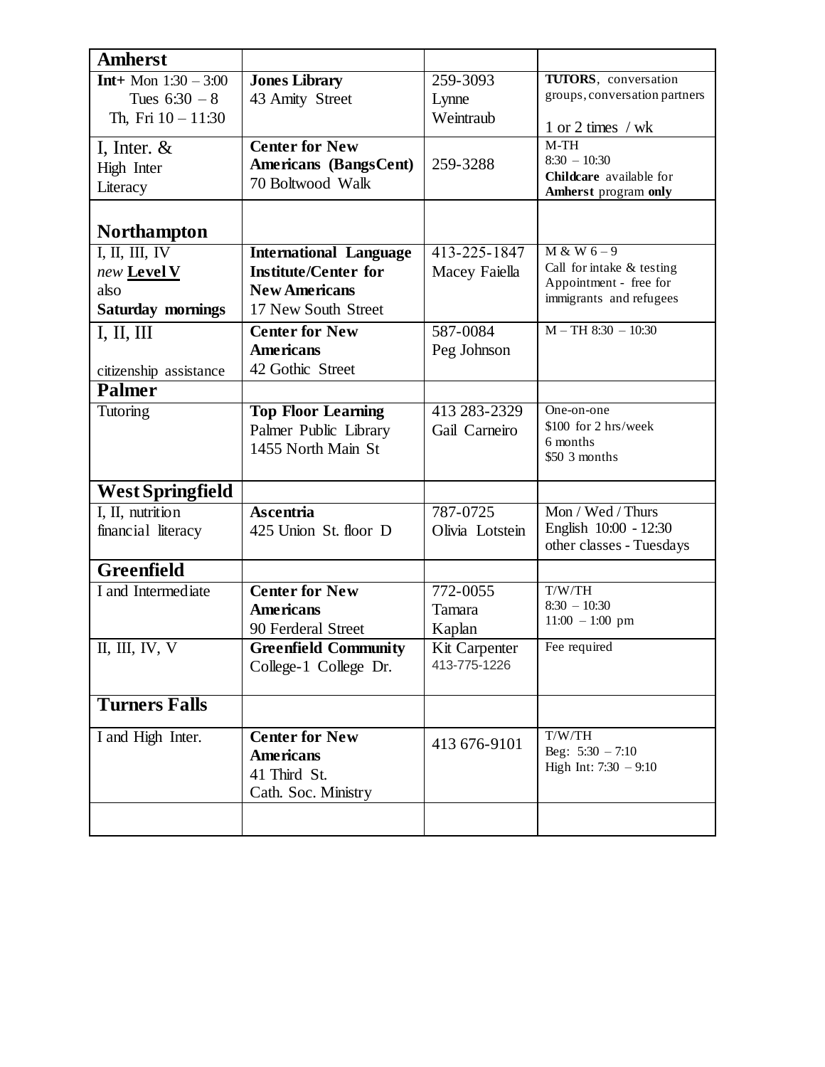| | | | |
|---|---|---|---|
| **Amherst** | | | |
| **Int+** Mon 1:30 – 3:00<br>Tues 6:30 – 8<br>Th, Fri 10 – 11:30 | **Jones Library**<br>43 Amity Street | 259-3093<br>Lynne Weintraub | **TUTORS**, conversation groups, conversation partners<br><br>1 or 2 times / wk |
| I, Inter. &<br>High Inter<br>Literacy | **Center for New Americans (BangsCent)**<br>70 Boltwood Walk | 259-3288 | M-TH<br>8:30 – 10:30<br>**Childcare** available for **Amherst** program **only** |
| **Northampton** | | | |
| I, II, III, IV<br>*new* **Level V**<br>also<br>**Saturday mornings** | **International Language Institute/Center for New Americans**<br>17 New South Street | 413-225-1847<br>Macey Faiella | M & W 6 – 9<br>Call for intake & testing Appointment - free for immigrants and refugees |
| I, II, III<br><br>citizenship assistance | **Center for New Americans**<br>42 Gothic Street | 587-0084<br>Peg Johnson | M – TH 8:30 – 10:30 |
| **Palmer** | | | |
| Tutoring | **Top Floor Learning**<br>Palmer Public Library<br>1455 North Main St | 413 283-2329<br>Gail Carneiro | One-on-one<br>$100 for 2 hrs/week<br>6 months<br>$50 3 months |
| **West Springfield** | | | |
| I, II, nutrition<br>financial literacy | **Ascentria**<br>425 Union St. floor D | 787-0725<br>Olivia Lotstein | Mon / Wed / Thurs<br>English 10:00 - 12:30<br>other classes - Tuesdays |
| **Greenfield** | | | |
| I and Intermediate | **Center for New Americans**<br>90 Ferderal Street | 772-0055<br>Tamara Kaplan | T/W/TH<br>8:30 – 10:30<br>11:00 – 1:00 pm |
| II, III, IV, V | **Greenfield Community** College-1 College Dr. | Kit Carpenter<br>413-775-1226 | Fee required |
| **Turners Falls** | | | |
| I and High Inter. | **Center for New Americans**<br>41 Third St.<br>Cath. Soc. Ministry | 413 676-9101 | T/W/TH<br>Beg: 5:30 – 7:10<br>High Int: 7:30 – 9:10 |
| | | | |